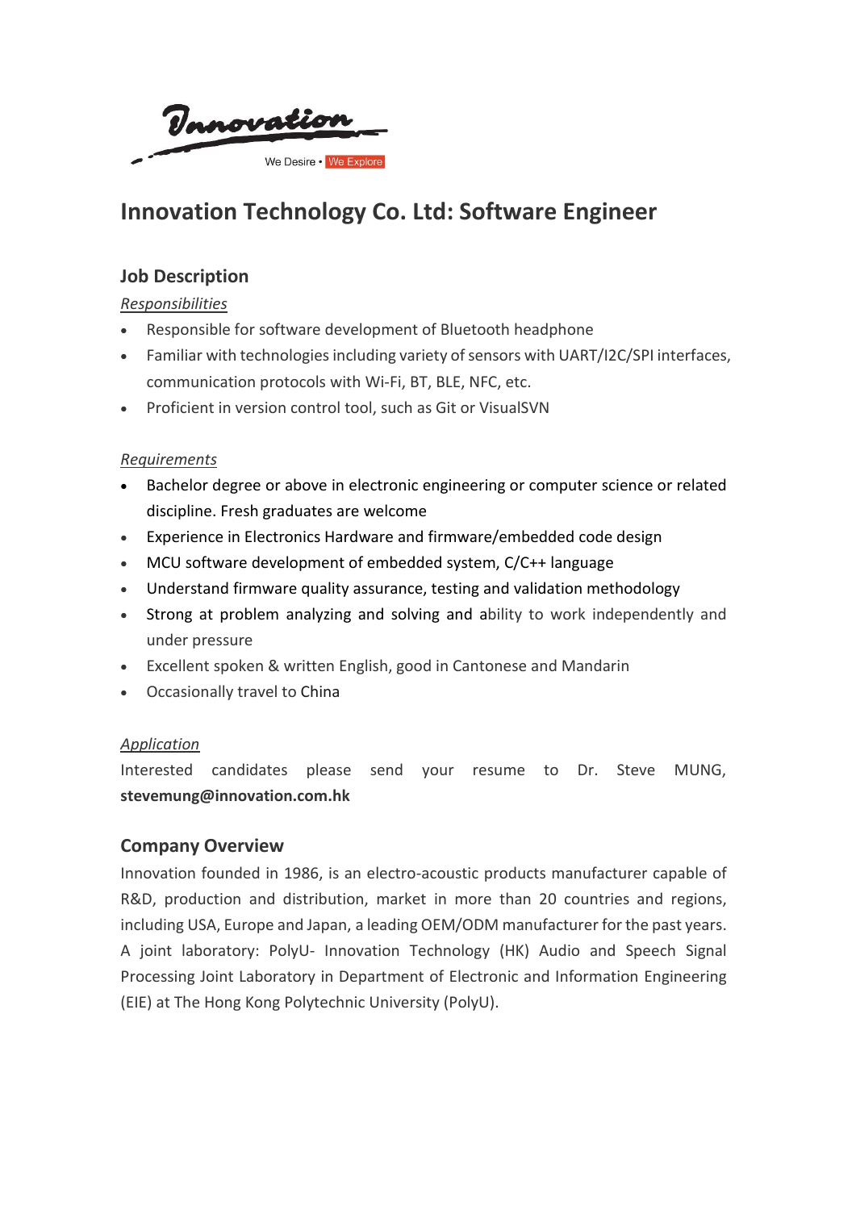Innovation

We Desire • We Explore

# Innovation Technology Co. Ltd: Software Engineer

## Job Description

*Responsibilities*

- Responsible for software development of Bluetooth headphone
- Familiar with technologies including variety of sensors with UART/I2C/SPI interfaces, communication protocols with Wi-Fi, BT, BLE, NFC, etc.
- Proficient in version control tool, such as Git or VisualSVN

*Requirements*

- Bachelor degree or above in electronic engineering or computer science or related discipline. Fresh graduates are welcome
- Experience in Electronics Hardware and firmware/embedded code design
- MCU software development of embedded system, C/C++ language
- Understand firmware quality assurance, testing and validation methodology
- Strong at problem analyzing and solving and ability to work independently and under pressure
- Excellent spoken & written English, good in Cantonese and Mandarin
- Occasionally travel to China

*Application*

Interested candidates please send your resume to Dr. Steve MUNG, **stevemung@innovation.com.hk**

## Company Overview

Innovation founded in 1986, is an electro-acoustic products manufacturer capable of R&D, production and distribution, market in more than 20 countries and regions, including USA, Europe and Japan, a leading OEM/ODM manufacturer for the past years. A joint laboratory: PolyU- Innovation Technology (HK) Audio and Speech Signal Processing Joint Laboratory in Department of Electronic and Information Engineering (EIE) at The Hong Kong Polytechnic University (PolyU).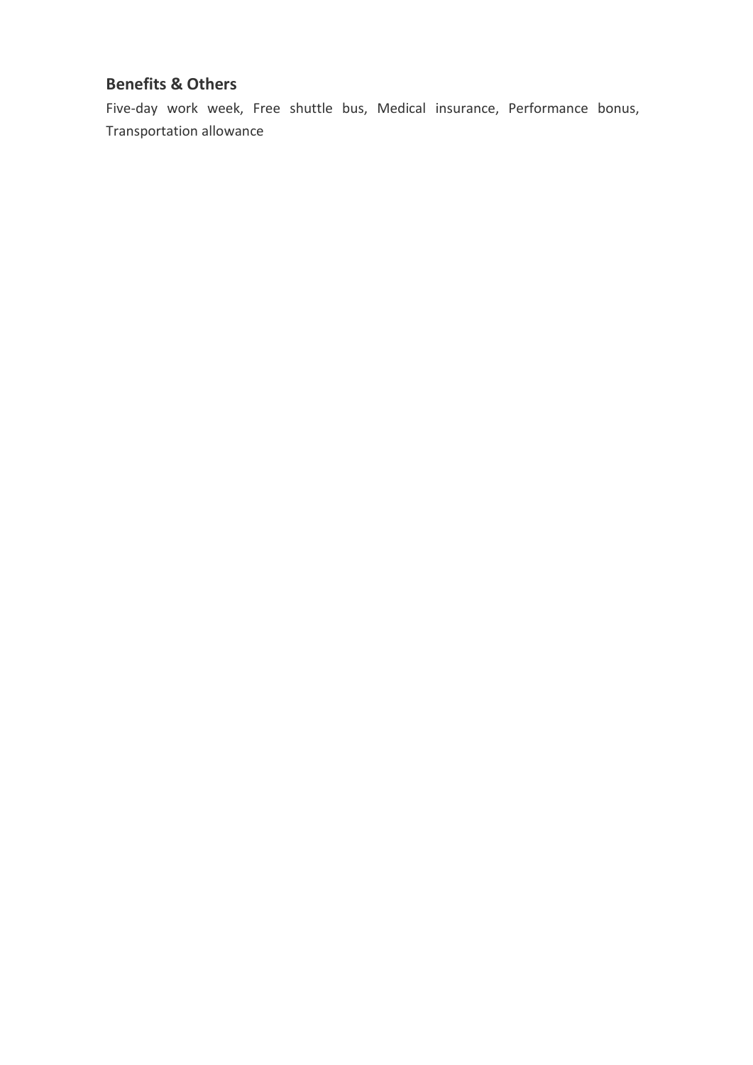## Benefits & Others

Five-day work week, Free shuttle bus, Medical insurance, Performance bonus, Transportation allowance